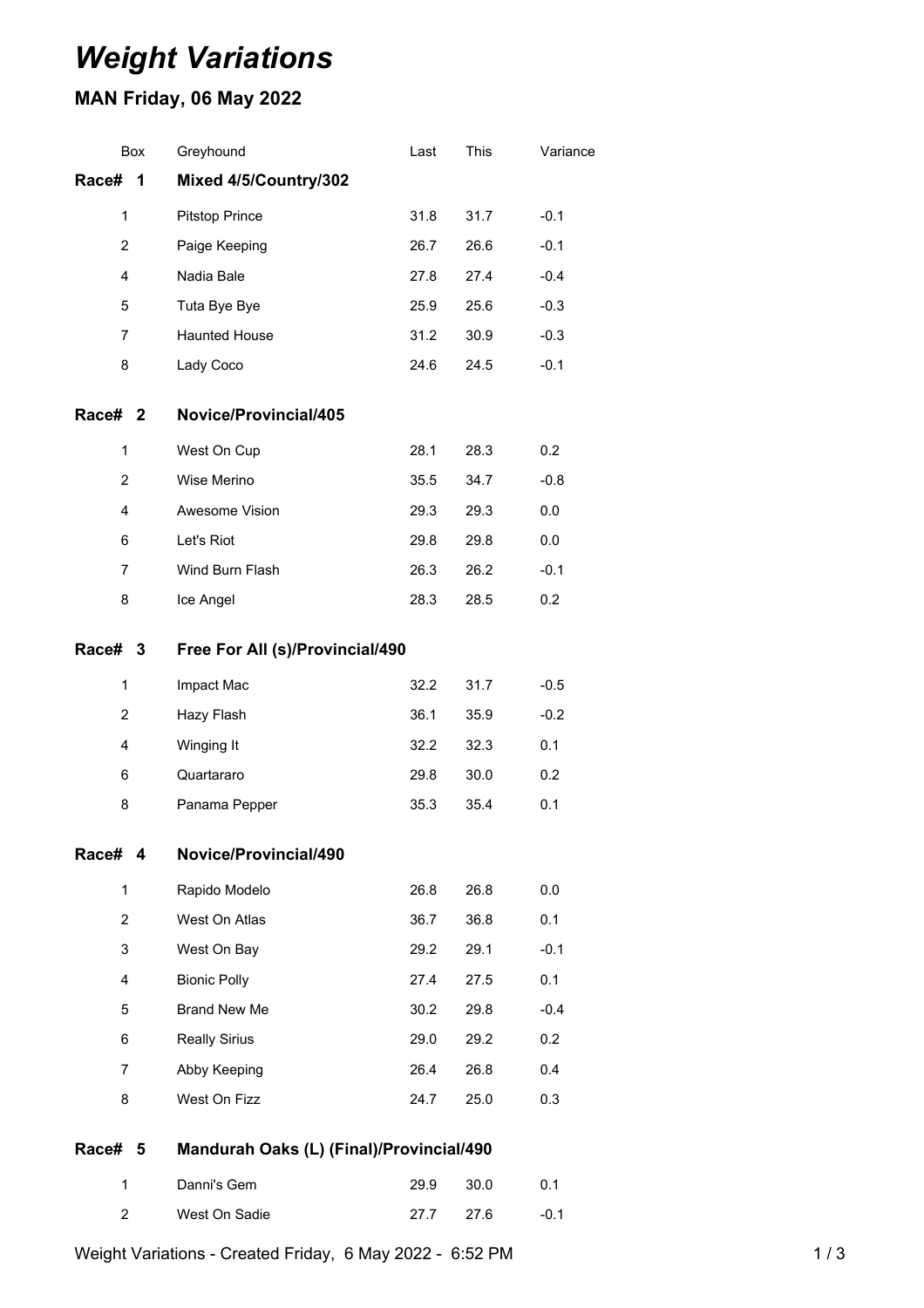# *Weight Variations*

## MAN Friday, 06 May 2022

| Box | Greyhound | Last | This | Variance |
|---|---|---|---|---|
| **Race# 1** | **Mixed 4/5/Country/302** | | | |
| 1 | Pitstop Prince | 31.8 | 31.7 | -0.1 |
| 2 | Paige Keeping | 26.7 | 26.6 | -0.1 |
| 4 | Nadia Bale | 27.8 | 27.4 | -0.4 |
| 5 | Tuta Bye Bye | 25.9 | 25.6 | -0.3 |
| 7 | Haunted House | 31.2 | 30.9 | -0.3 |
| 8 | Lady Coco | 24.6 | 24.5 | -0.1 |
| **Race# 2** | **Novice/Provincial/405** | | | |
| 1 | West On Cup | 28.1 | 28.3 | 0.2 |
| 2 | Wise Merino | 35.5 | 34.7 | -0.8 |
| 4 | Awesome Vision | 29.3 | 29.3 | 0.0 |
| 6 | Let's Riot | 29.8 | 29.8 | 0.0 |
| 7 | Wind Burn Flash | 26.3 | 26.2 | -0.1 |
| 8 | Ice Angel | 28.3 | 28.5 | 0.2 |
| **Race# 3** | **Free For All (s)/Provincial/490** | | | |
| 1 | Impact Mac | 32.2 | 31.7 | -0.5 |
| 2 | Hazy Flash | 36.1 | 35.9 | -0.2 |
| 4 | Winging It | 32.2 | 32.3 | 0.1 |
| 6 | Quartararo | 29.8 | 30.0 | 0.2 |
| 8 | Panama Pepper | 35.3 | 35.4 | 0.1 |
| **Race# 4** | **Novice/Provincial/490** | | | |
| 1 | Rapido Modelo | 26.8 | 26.8 | 0.0 |
| 2 | West On Atlas | 36.7 | 36.8 | 0.1 |
| 3 | West On Bay | 29.2 | 29.1 | -0.1 |
| 4 | Bionic Polly | 27.4 | 27.5 | 0.1 |
| 5 | Brand New Me | 30.2 | 29.8 | -0.4 |
| 6 | Really Sirius | 29.0 | 29.2 | 0.2 |
| 7 | Abby Keeping | 26.4 | 26.8 | 0.4 |
| 8 | West On Fizz | 24.7 | 25.0 | 0.3 |
| **Race# 5** | **Mandurah Oaks (L) (Final)/Provincial/490** | | | |
| 1 | Danni's Gem | 29.9 | 30.0 | 0.1 |
| 2 | West On Sadie | 27.7 | 27.6 | -0.1 |

Weight Variations - Created Friday, 6 May 2022 - 6:52 PM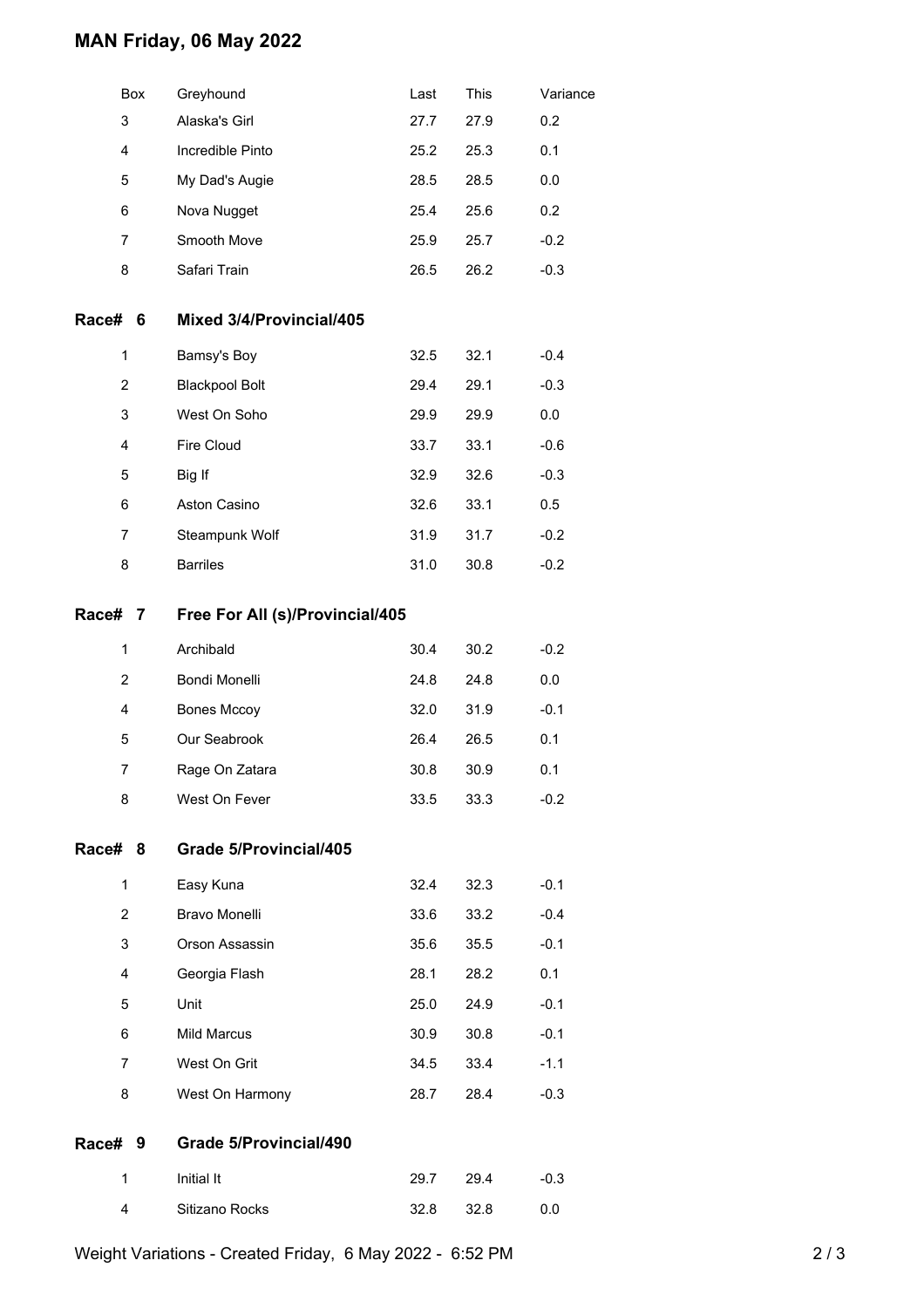# MAN Friday, 06 May 2022

| Box | Greyhound | Last | This | Variance |
|---|---|---|---|---|
| 3 | Alaska's Girl | 27.7 | 27.9 | 0.2 |
| 4 | Incredible Pinto | 25.2 | 25.3 | 0.1 |
| 5 | My Dad's Augie | 28.5 | 28.5 | 0.0 |
| 6 | Nova Nugget | 25.4 | 25.6 | 0.2 |
| 7 | Smooth Move | 25.9 | 25.7 | -0.2 |
| 8 | Safari Train | 26.5 | 26.2 | -0.3 |

## Race# 6 Mixed 3/4/Provincial/405

| | | | | |
|---|---|---|---|---|
| 1 | Bamsy's Boy | 32.5 | 32.1 | -0.4 |
| 2 | Blackpool Bolt | 29.4 | 29.1 | -0.3 |
| 3 | West On Soho | 29.9 | 29.9 | 0.0 |
| 4 | Fire Cloud | 33.7 | 33.1 | -0.6 |
| 5 | Big If | 32.9 | 32.6 | -0.3 |
| 6 | Aston Casino | 32.6 | 33.1 | 0.5 |
| 7 | Steampunk Wolf | 31.9 | 31.7 | -0.2 |
| 8 | Barriles | 31.0 | 30.8 | -0.2 |

## Race# 7 Free For All (s)/Provincial/405

| | | | | |
|---|---|---|---|---|
| 1 | Archibald | 30.4 | 30.2 | -0.2 |
| 2 | Bondi Monelli | 24.8 | 24.8 | 0.0 |
| 4 | Bones Mccoy | 32.0 | 31.9 | -0.1 |
| 5 | Our Seabrook | 26.4 | 26.5 | 0.1 |
| 7 | Rage On Zatara | 30.8 | 30.9 | 0.1 |
| 8 | West On Fever | 33.5 | 33.3 | -0.2 |

## Race# 8 Grade 5/Provincial/405

| | | | | |
|---|---|---|---|---|
| 1 | Easy Kuna | 32.4 | 32.3 | -0.1 |
| 2 | Bravo Monelli | 33.6 | 33.2 | -0.4 |
| 3 | Orson Assassin | 35.6 | 35.5 | -0.1 |
| 4 | Georgia Flash | 28.1 | 28.2 | 0.1 |
| 5 | Unit | 25.0 | 24.9 | -0.1 |
| 6 | Mild Marcus | 30.9 | 30.8 | -0.1 |
| 7 | West On Grit | 34.5 | 33.4 | -1.1 |
| 8 | West On Harmony | 28.7 | 28.4 | -0.3 |

## Race# 9 Grade 5/Provincial/490

| | | | | |
|---|---|---|---|---|
| 1 | Initial It | 29.7 | 29.4 | -0.3 |
| 4 | Sitizano Rocks | 32.8 | 32.8 | 0.0 |

Weight Variations - Created Friday, 6 May 2022 - 6:52 PM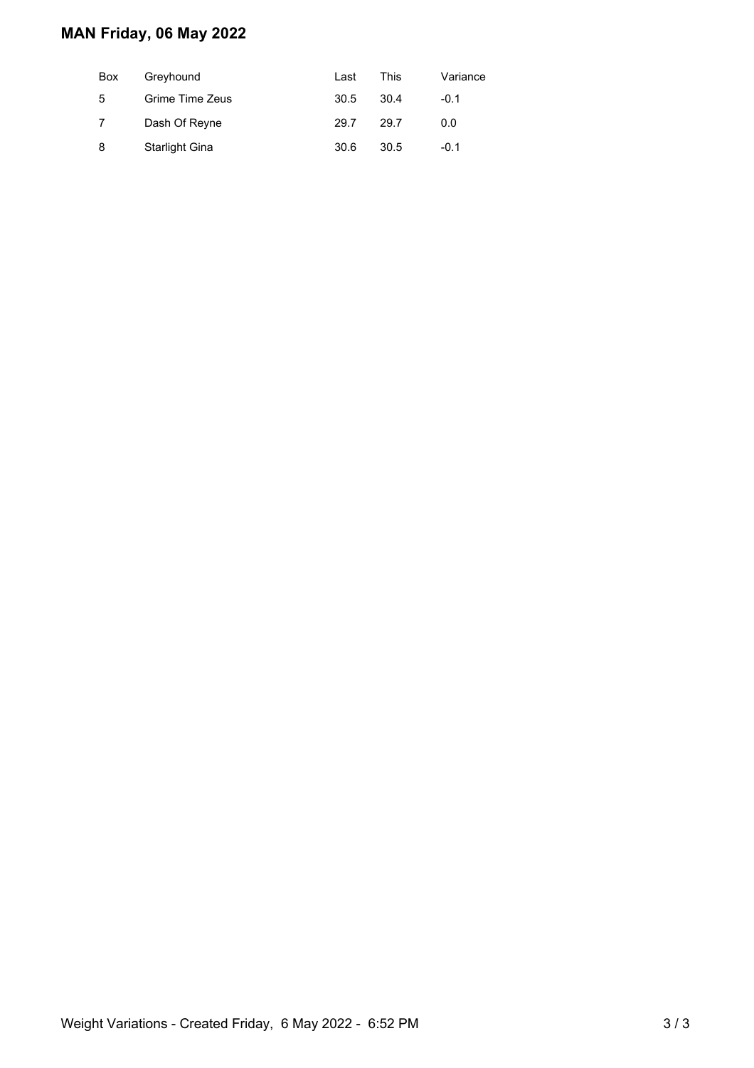# MAN Friday, 06 May 2022

| Box | Greyhound | Last | This | Variance |
|---|---|---|---|---|
| 5 | Grime Time Zeus | 30.5 | 30.4 | -0.1 |
| 7 | Dash Of Reyne | 29.7 | 29.7 | 0.0 |
| 8 | Starlight Gina | 30.6 | 30.5 | -0.1 |